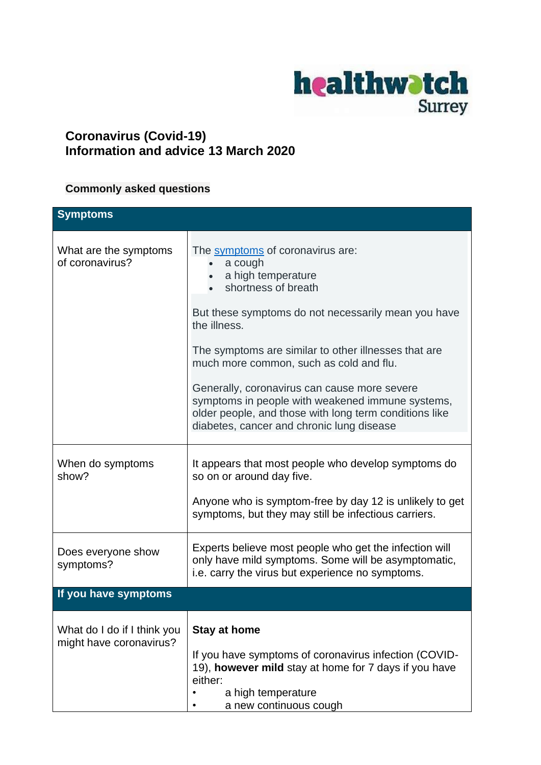healthwatch Surrey

# Coronavirus (Covid-19)
# Information and advice 13 March 2020

## Commonly asked questions

| Symptoms | |
|---|---|
| What are the symptoms of coronavirus? | The symptoms of coronavirus are:<br>• a cough<br>• a high temperature<br>• shortness of breath<br><br>But these symptoms do not necessarily mean you have the illness.<br><br>The symptoms are similar to other illnesses that are much more common, such as cold and flu.<br><br>Generally, coronavirus can cause more severe symptoms in people with weakened immune systems, older people, and those with long term conditions like diabetes, cancer and chronic lung disease |
| When do symptoms show? | It appears that most people who develop symptoms do so on or around day five.<br><br>Anyone who is symptom-free by day 12 is unlikely to get symptoms, but they may still be infectious carriers. |
| Does everyone show symptoms? | Experts believe most people who get the infection will only have mild symptoms. Some will be asymptomatic, i.e. carry the virus but experience no symptoms. |
| **If you have symptoms** | |
| What do I do if I think you might have coronavirus? | **Stay at home**<br><br>If you have symptoms of coronavirus infection (COVID-19), **however mild** stay at home for 7 days if you have either:<br>• a high temperature<br>• a new continuous cough |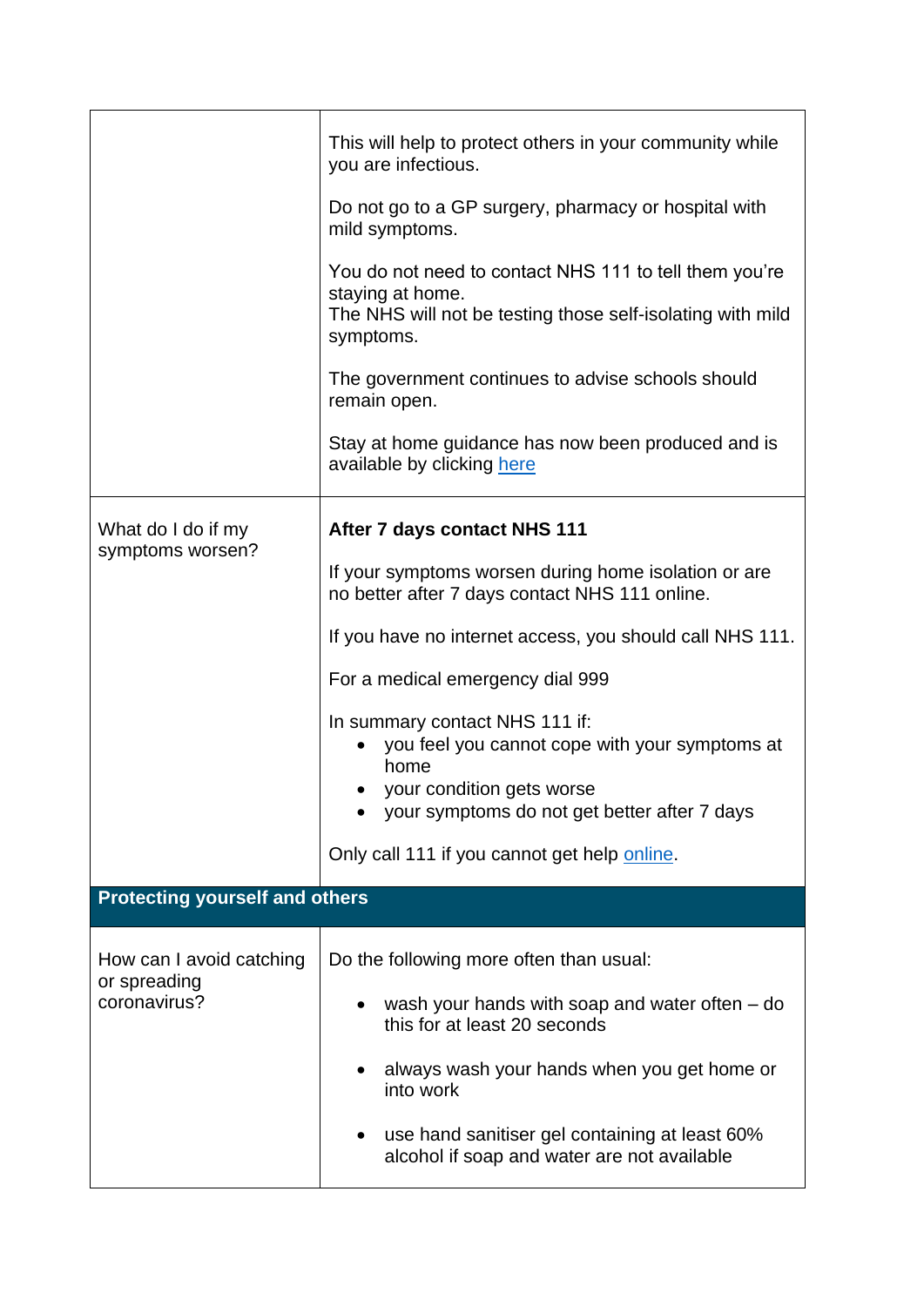| | |
|---|---|
| | This will help to protect others in your community while you are infectious.<br><br>Do not go to a GP surgery, pharmacy or hospital with mild symptoms.<br><br>You do not need to contact NHS 111 to tell them you're staying at home.<br>The NHS will not be testing those self-isolating with mild symptoms.<br><br>The government continues to advise schools should remain open.<br><br>Stay at home guidance has now been produced and is available by clicking here |
| What do I do if my symptoms worsen? | **After 7 days contact NHS 111**<br><br>If your symptoms worsen during home isolation or are no better after 7 days contact NHS 111 online.<br><br>If you have no internet access, you should call NHS 111.<br><br>For a medical emergency dial 999<br><br>In summary contact NHS 111 if:<br>• you feel you cannot cope with your symptoms at home<br>• your condition gets worse<br>• your symptoms do not get better after 7 days<br><br>Only call 111 if you cannot get help online. |
| **Protecting yourself and others** | |
| How can I avoid catching or spreading coronavirus? | Do the following more often than usual:<br><br>• wash your hands with soap and water often – do this for at least 20 seconds<br><br>• always wash your hands when you get home or into work<br><br>• use hand sanitiser gel containing at least 60% alcohol if soap and water are not available |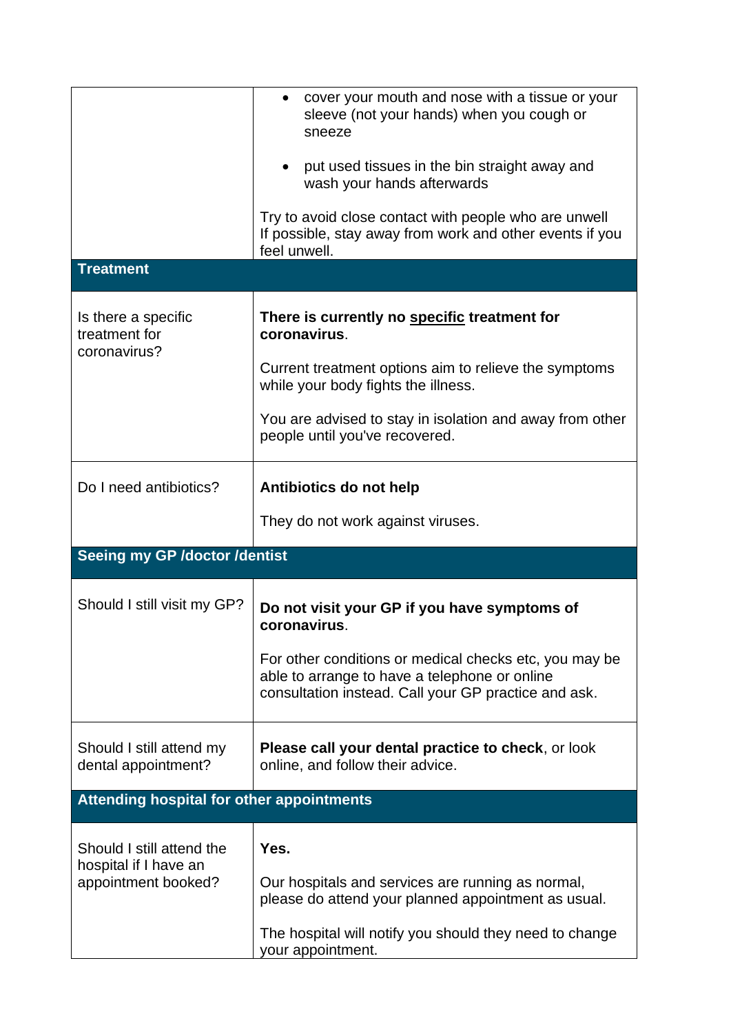| | |
|---|---|
| | • cover your mouth and nose with a tissue or your sleeve (not your hands) when you cough or sneeze<br><br>• put used tissues in the bin straight away and wash your hands afterwards<br><br>Try to avoid close contact with people who are unwell If possible, stay away from work and other events if you feel unwell. |
| **Treatment** | |
| Is there a specific treatment for coronavirus? | **There is currently no <u>specific</u> treatment for coronavirus**.<br><br>Current treatment options aim to relieve the symptoms while your body fights the illness.<br><br>You are advised to stay in isolation and away from other people until you've recovered. |
| Do I need antibiotics? | **Antibiotics do not help**<br><br>They do not work against viruses. |
| **Seeing my GP /doctor /dentist** | |
| Should I still visit my GP? | **Do not visit your GP if you have symptoms of coronavirus**.<br><br>For other conditions or medical checks etc, you may be able to arrange to have a telephone or online consultation instead. Call your GP practice and ask. |
| Should I still attend my dental appointment? | **Please call your dental practice to check**, or look online, and follow their advice. |
| **Attending hospital for other appointments** | |
| Should I still attend the hospital if I have an appointment booked? | **Yes.**<br><br>Our hospitals and services are running as normal, please do attend your planned appointment as usual.<br><br>The hospital will notify you should they need to change your appointment. |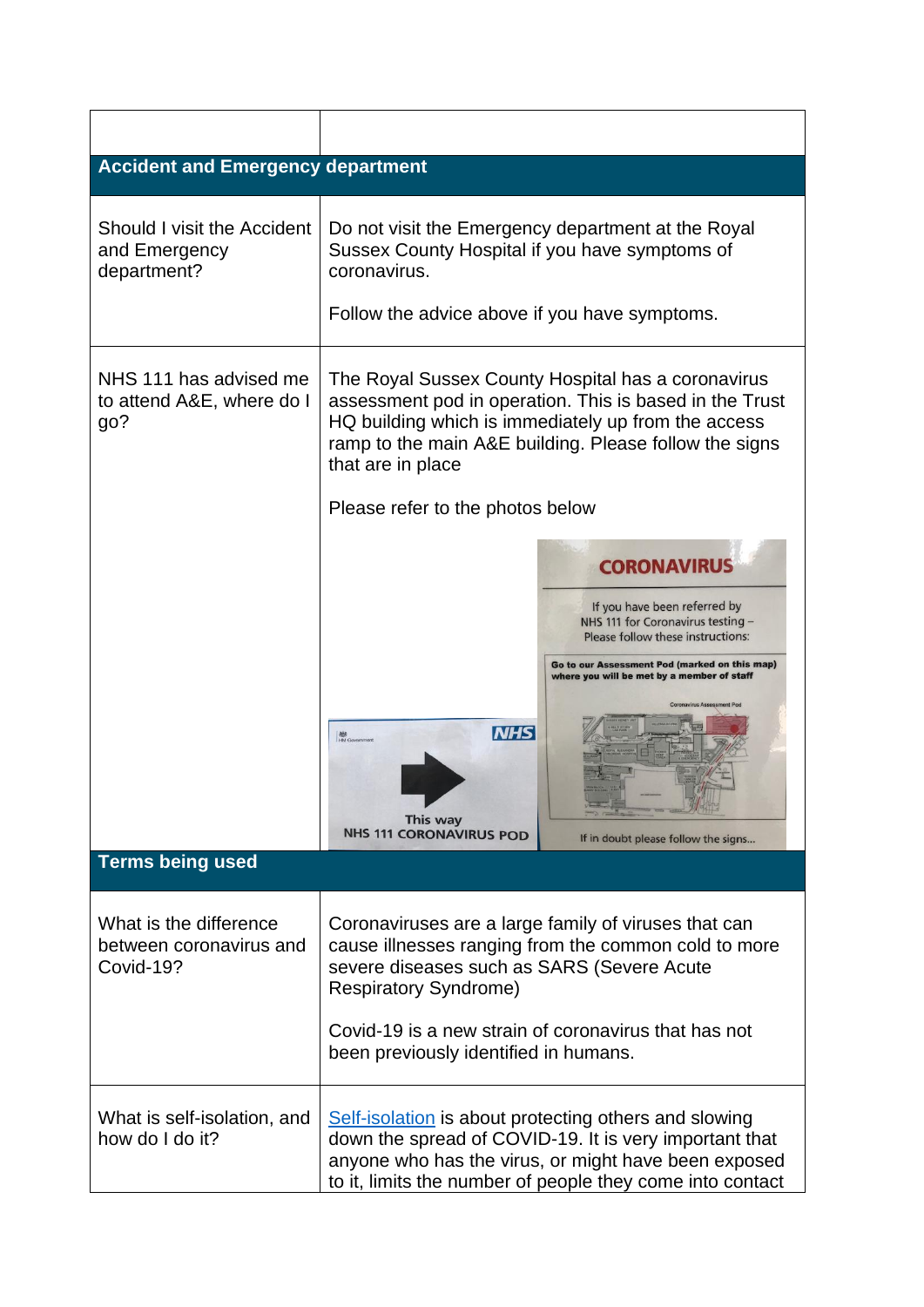| | |
|---|---|
| **Accident and Emergency department** | |
| Should I visit the Accident and Emergency department? | Do not visit the Emergency department at the Royal Sussex County Hospital if you have symptoms of coronavirus.<br><br>Follow the advice above if you have symptoms. |
| NHS 111 has advised me to attend A&E, where do I go? | The Royal Sussex County Hospital has a coronavirus assessment pod in operation. This is based in the Trust HQ building which is immediately up from the access ramp to the main A&E building. Please follow the signs that are in place<br><br>Please refer to the photos below |
| **Terms being used** | |
| What is the difference between coronavirus and Covid-19? | Coronaviruses are a large family of viruses that can cause illnesses ranging from the common cold to more severe diseases such as SARS (Severe Acute Respiratory Syndrome)<br><br>Covid-19 is a new strain of coronavirus that has not been previously identified in humans. |
| What is self-isolation, and how do I do it? | Self-isolation is about protecting others and slowing down the spread of COVID-19. It is very important that anyone who has the virus, or might have been exposed to it, limits the number of people they come into contact |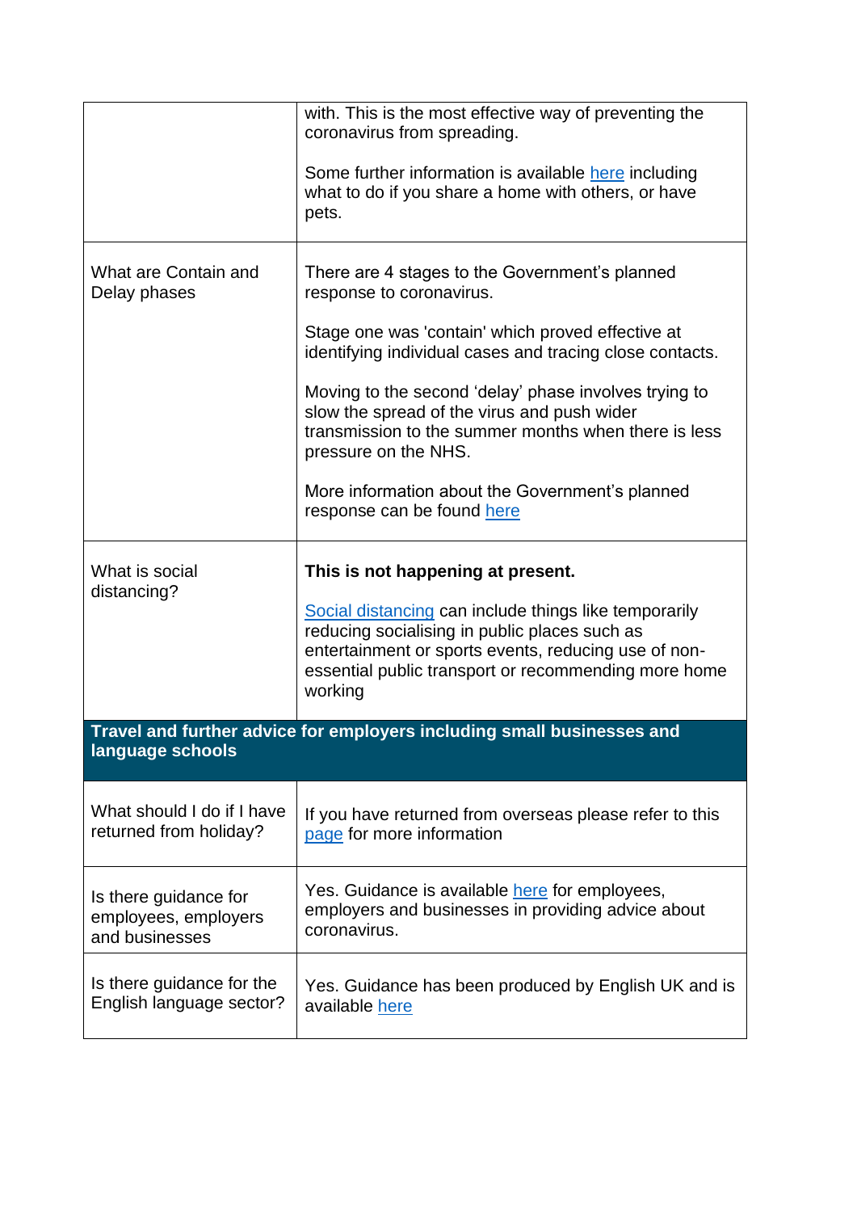| | |
|---|---|
| | with. This is the most effective way of preventing the coronavirus from spreading.<br><br>Some further information is available here including what to do if you share a home with others, or have pets. |
| What are Contain and Delay phases | There are 4 stages to the Government's planned response to coronavirus.<br><br>Stage one was 'contain' which proved effective at identifying individual cases and tracing close contacts.<br><br>Moving to the second 'delay' phase involves trying to slow the spread of the virus and push wider transmission to the summer months when there is less pressure on the NHS.<br><br>More information about the Government's planned response can be found here |
| What is social distancing? | **This is not happening at present.**<br><br>Social distancing can include things like temporarily reducing socialising in public places such as entertainment or sports events, reducing use of non-essential public transport or recommending more home working |
| **Travel and further advice for employers including small businesses and language schools** | |
| What should I do if I have returned from holiday? | If you have returned from overseas please refer to this page for more information |
| Is there guidance for employees, employers and businesses | Yes. Guidance is available here for employees, employers and businesses in providing advice about coronavirus. |
| Is there guidance for the English language sector? | Yes. Guidance has been produced by English UK and is available here |